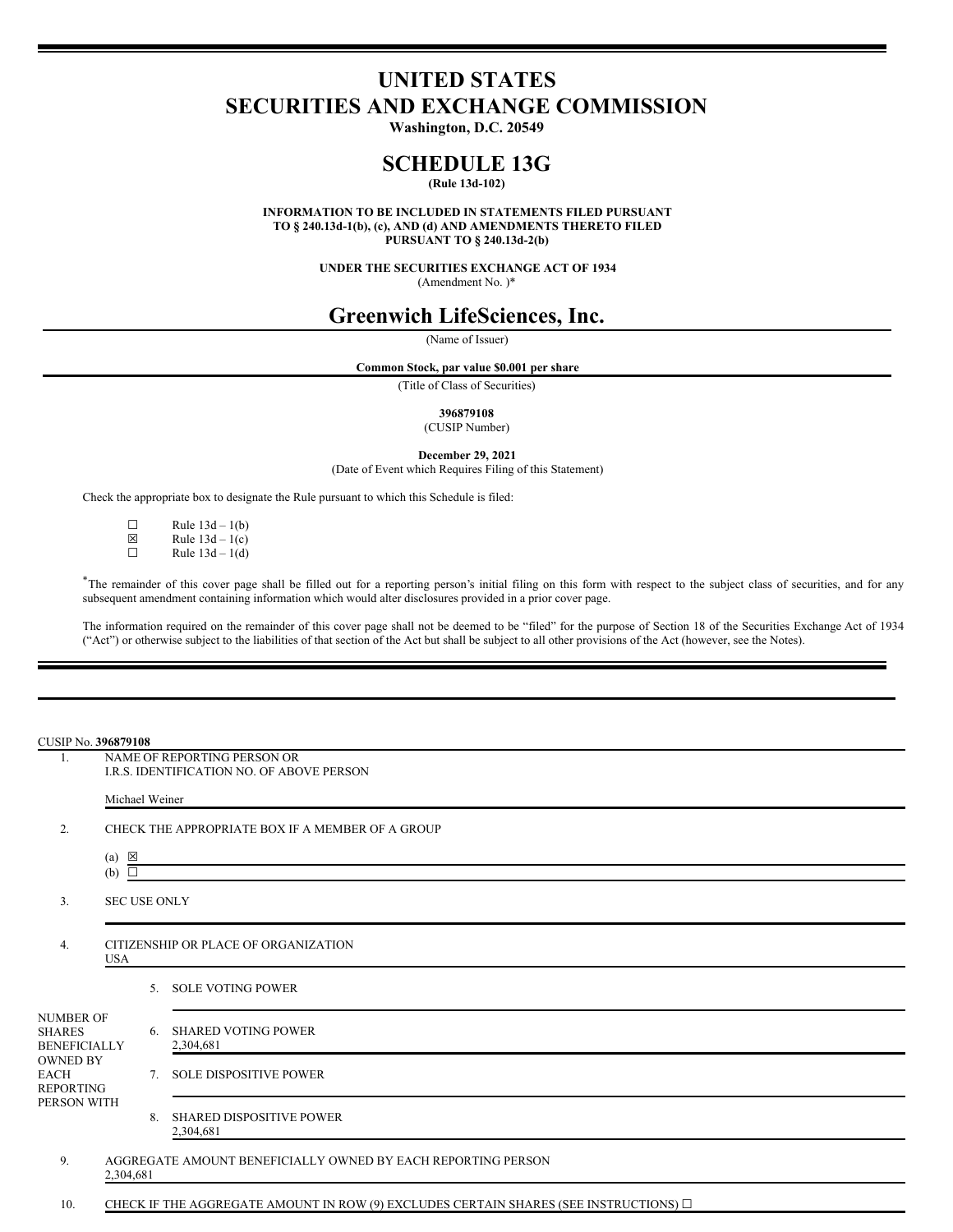# UNITED STATES
# SECURITIES AND EXCHANGE COMMISSION

**Washington, D.C. 20549**

# SCHEDULE 13G

**(Rule 13d-102)**

**INFORMATION TO BE INCLUDED IN STATEMENTS FILED PURSUANT TO § 240.13d-1(b), (c), AND (d) AND AMENDMENTS THERETO FILED PURSUANT TO § 240.13d-2(b)**

**UNDER THE SECURITIES EXCHANGE ACT OF 1934**

(Amendment No. )*

## Greenwich LifeSciences, Inc.

(Name of Issuer)

**Common Stock, par value $0.001 per share**

(Title of Class of Securities)

**396879108**

(CUSIP Number)

**December 29, 2021**

(Date of Event which Requires Filing of this Statement)

Check the appropriate box to designate the Rule pursuant to which this Schedule is filed:

☐ Rule 13d – 1(b)
☒ Rule 13d – 1(c)
☐ Rule 13d – 1(d)

*The remainder of this cover page shall be filled out for a reporting person's initial filing on this form with respect to the subject class of securities, and for any subsequent amendment containing information which would alter disclosures provided in a prior cover page.

The information required on the remainder of this cover page shall not be deemed to be "filed" for the purpose of Section 18 of the Securities Exchange Act of 1934 ("Act") or otherwise subject to the liabilities of that section of the Act but shall be subject to all other provisions of the Act (however, see the Notes).

---

CUSIP No. **396879108**

| | | |
|---|---|---|
| 1. | NAME OF REPORTING PERSON OR I.R.S. IDENTIFICATION NO. OF ABOVE PERSON<br><br>Michael Weiner | |
| 2. | CHECK THE APPROPRIATE BOX IF A MEMBER OF A GROUP<br><br>(a) ☒<br>(b) ☐ | |
| 3. | SEC USE ONLY | |
| 4. | CITIZENSHIP OR PLACE OF ORGANIZATION<br>USA | |
| NUMBER OF SHARES BENEFICIALLY OWNED BY EACH REPORTING PERSON WITH | 5. SOLE VOTING POWER | |
| | 6. SHARED VOTING POWER<br>2,304,681 | |
| | 7. SOLE DISPOSITIVE POWER | |
| | 8. SHARED DISPOSITIVE POWER<br>2,304,681 | |
| 9. | AGGREGATE AMOUNT BENEFICIALLY OWNED BY EACH REPORTING PERSON<br>2,304,681 | |
| 10. | CHECK IF THE AGGREGATE AMOUNT IN ROW (9) EXCLUDES CERTAIN SHARES (SEE INSTRUCTIONS) ☐ | |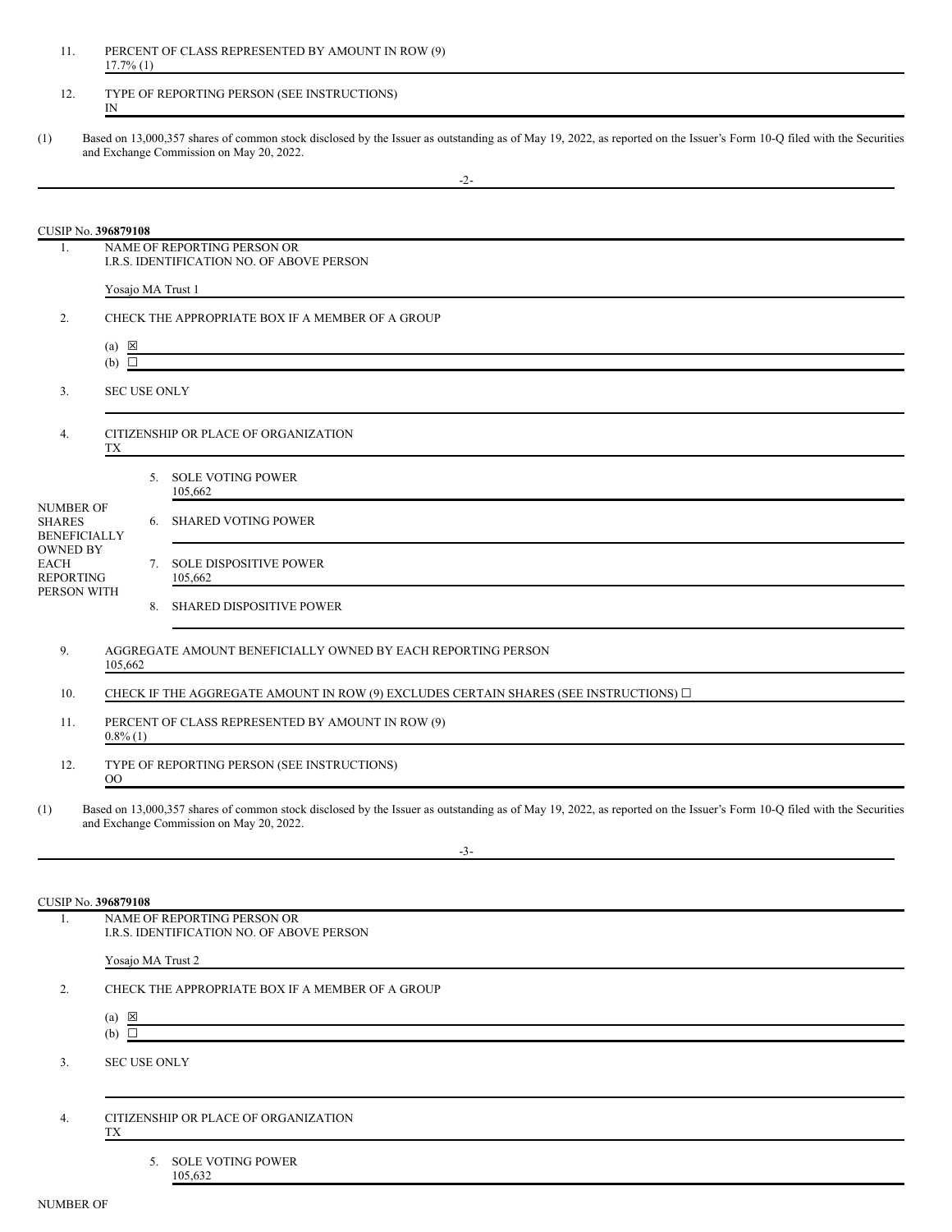| | |
|---|---|
| 11. | PERCENT OF CLASS REPRESENTED BY AMOUNT IN ROW (9)<br>17.7% (1) |
| 12. | TYPE OF REPORTING PERSON (SEE INSTRUCTIONS)<br>IN |

(1) Based on 13,000,357 shares of common stock disclosed by the Issuer as outstanding as of May 19, 2022, as reported on the Issuer's Form 10-Q filed with the Securities and Exchange Commission on May 20, 2022.

CUSIP No. **396879108**

| | | |
|---|---|---|
| 1. | NAME OF REPORTING PERSON OR<br>I.R.S. IDENTIFICATION NO. OF ABOVE PERSON<br><br>Yosajo MA Trust 1 | |
| 2. | CHECK THE APPROPRIATE BOX IF A MEMBER OF A GROUP<br><br>(a) ☒<br>(b) ☐ | |
| 3. | SEC USE ONLY | |
| 4. | CITIZENSHIP OR PLACE OF ORGANIZATION<br>TX | |
| NUMBER OF SHARES BENEFICIALLY OWNED BY EACH REPORTING PERSON WITH | 5. SOLE VOTING POWER<br>105,662 | |
| | 6. SHARED VOTING POWER | |
| | 7. SOLE DISPOSITIVE POWER<br>105,662 | |
| | 8. SHARED DISPOSITIVE POWER | |
| 9. | AGGREGATE AMOUNT BENEFICIALLY OWNED BY EACH REPORTING PERSON<br>105,662 | |
| 10. | CHECK IF THE AGGREGATE AMOUNT IN ROW (9) EXCLUDES CERTAIN SHARES (SEE INSTRUCTIONS) ☐ | |
| 11. | PERCENT OF CLASS REPRESENTED BY AMOUNT IN ROW (9)<br>0.8% (1) | |
| 12. | TYPE OF REPORTING PERSON (SEE INSTRUCTIONS)<br>OO | |

(1) Based on 13,000,357 shares of common stock disclosed by the Issuer as outstanding as of May 19, 2022, as reported on the Issuer's Form 10-Q filed with the Securities and Exchange Commission on May 20, 2022.

CUSIP No. **396879108**

| | | |
|---|---|---|
| 1. | NAME OF REPORTING PERSON OR<br>I.R.S. IDENTIFICATION NO. OF ABOVE PERSON<br><br>Yosajo MA Trust 2 | |
| 2. | CHECK THE APPROPRIATE BOX IF A MEMBER OF A GROUP<br><br>(a) ☒<br>(b) ☐ | |
| 3. | SEC USE ONLY | |
| 4. | CITIZENSHIP OR PLACE OF ORGANIZATION<br>TX | |
| NUMBER OF | 5. SOLE VOTING POWER<br>105,632 | |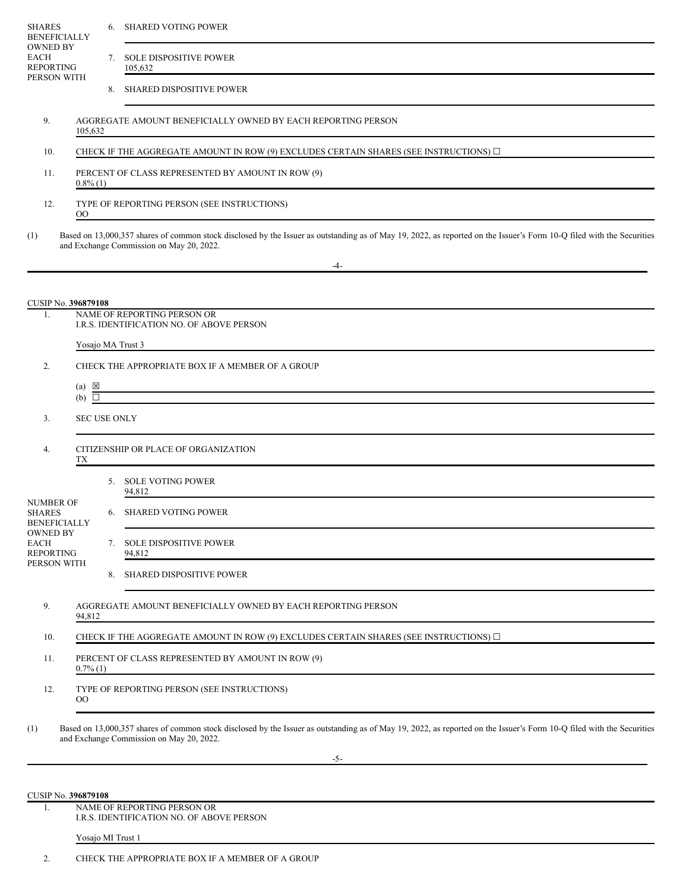| | | |
|---|---|---|
| NUMBER OF SHARES BENEFICIALLY OWNED BY EACH REPORTING PERSON WITH | 6. | SHARED VOTING POWER |
| | 7. | SOLE DISPOSITIVE POWER<br>105,632 |
| | 8. | SHARED DISPOSITIVE POWER |

| | |
|---|---|
| 9. | AGGREGATE AMOUNT BENEFICIALLY OWNED BY EACH REPORTING PERSON<br>105,632 |
| 10. | CHECK IF THE AGGREGATE AMOUNT IN ROW (9) EXCLUDES CERTAIN SHARES (SEE INSTRUCTIONS) ☐ |
| 11. | PERCENT OF CLASS REPRESENTED BY AMOUNT IN ROW (9)<br>0.8% (1) |
| 12. | TYPE OF REPORTING PERSON (SEE INSTRUCTIONS)<br>OO |

(1) Based on 13,000,357 shares of common stock disclosed by the Issuer as outstanding as of May 19, 2022, as reported on the Issuer's Form 10-Q filed with the Securities and Exchange Commission on May 20, 2022.

CUSIP No. **396879108**

| | |
|---|---|
| 1. | NAME OF REPORTING PERSON OR<br>I.R.S. IDENTIFICATION NO. OF ABOVE PERSON<br><br>Yosajo MA Trust 3 |
| 2. | CHECK THE APPROPRIATE BOX IF A MEMBER OF A GROUP<br><br>(a) ☒<br>(b) ☐ |
| 3. | SEC USE ONLY |
| 4. | CITIZENSHIP OR PLACE OF ORGANIZATION<br>TX |

| | | |
|---|---|---|
| NUMBER OF SHARES BENEFICIALLY OWNED BY EACH REPORTING PERSON WITH | 5. | SOLE VOTING POWER<br>94,812 |
| | 6. | SHARED VOTING POWER |
| | 7. | SOLE DISPOSITIVE POWER<br>94,812 |
| | 8. | SHARED DISPOSITIVE POWER |

| | |
|---|---|
| 9. | AGGREGATE AMOUNT BENEFICIALLY OWNED BY EACH REPORTING PERSON<br>94,812 |
| 10. | CHECK IF THE AGGREGATE AMOUNT IN ROW (9) EXCLUDES CERTAIN SHARES (SEE INSTRUCTIONS) ☐ |
| 11. | PERCENT OF CLASS REPRESENTED BY AMOUNT IN ROW (9)<br>0.7% (1) |
| 12. | TYPE OF REPORTING PERSON (SEE INSTRUCTIONS)<br>OO |

(1) Based on 13,000,357 shares of common stock disclosed by the Issuer as outstanding as of May 19, 2022, as reported on the Issuer's Form 10-Q filed with the Securities and Exchange Commission on May 20, 2022.

CUSIP No. **396879108**

| | |
|---|---|
| 1. | NAME OF REPORTING PERSON OR<br>I.R.S. IDENTIFICATION NO. OF ABOVE PERSON<br><br>Yosajo MI Trust 1 |
| 2. | CHECK THE APPROPRIATE BOX IF A MEMBER OF A GROUP |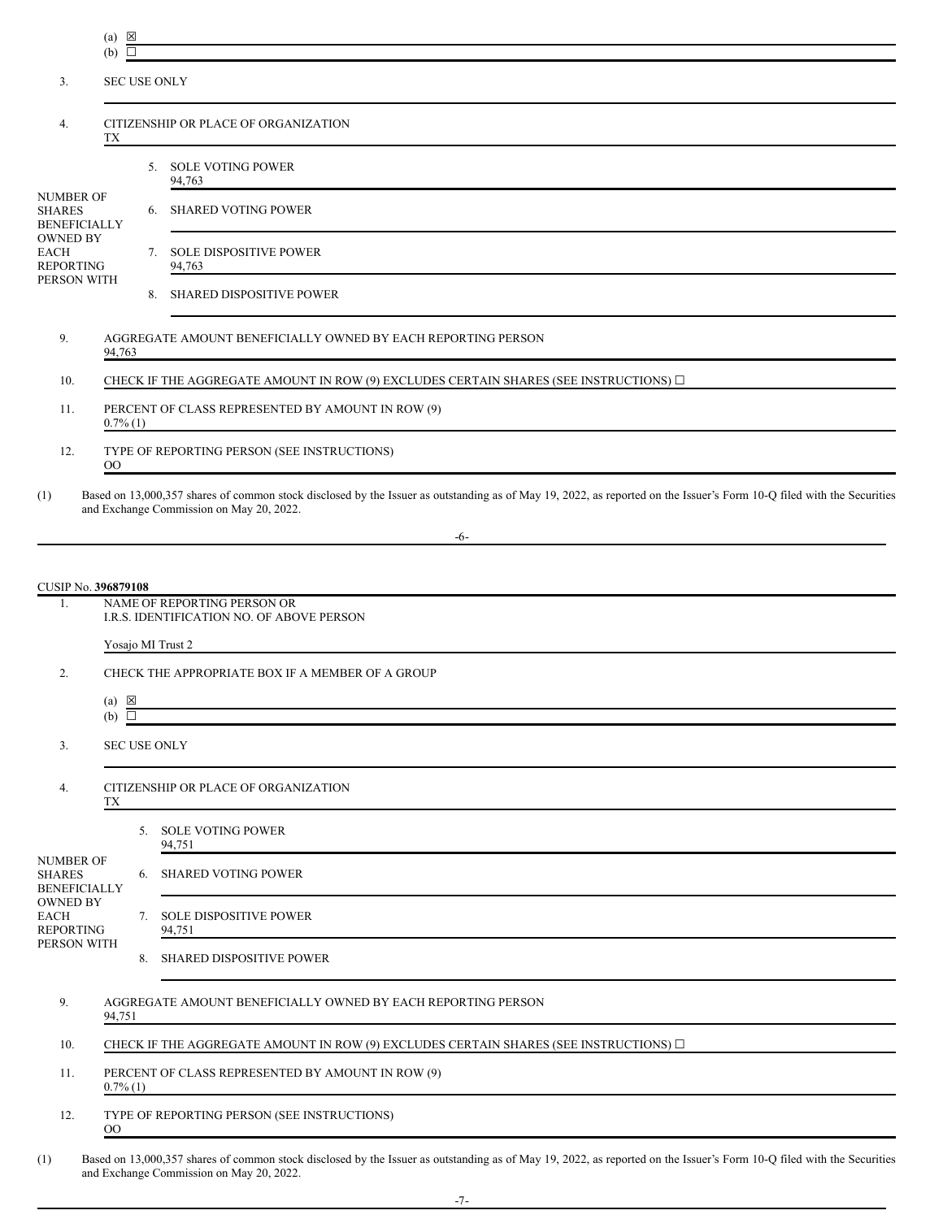| | | |
|---|---|---|
| | (a) ☒ | |
| | (b) ☐ | |
| 3. | SEC USE ONLY | |
| 4. | CITIZENSHIP OR PLACE OF ORGANIZATION<br>TX | |
| NUMBER OF SHARES BENEFICIALLY OWNED BY EACH REPORTING PERSON WITH | 5. SOLE VOTING POWER<br>94,763 | |
| | 6. SHARED VOTING POWER | |
| | 7. SOLE DISPOSITIVE POWER<br>94,763 | |
| | 8. SHARED DISPOSITIVE POWER | |
| 9. | AGGREGATE AMOUNT BENEFICIALLY OWNED BY EACH REPORTING PERSON<br>94,763 | |
| 10. | CHECK IF THE AGGREGATE AMOUNT IN ROW (9) EXCLUDES CERTAIN SHARES (SEE INSTRUCTIONS) ☐ | |
| 11. | PERCENT OF CLASS REPRESENTED BY AMOUNT IN ROW (9)<br>0.7% (1) | |
| 12. | TYPE OF REPORTING PERSON (SEE INSTRUCTIONS)<br>OO | |

(1) Based on 13,000,357 shares of common stock disclosed by the Issuer as outstanding as of May 19, 2022, as reported on the Issuer's Form 10-Q filed with the Securities and Exchange Commission on May 20, 2022.

CUSIP No. **396879108**

| | | |
|---|---|---|
| 1. | NAME OF REPORTING PERSON OR<br>I.R.S. IDENTIFICATION NO. OF ABOVE PERSON<br><br>Yosajo MI Trust 2 | |
| 2. | CHECK THE APPROPRIATE BOX IF A MEMBER OF A GROUP<br><br>(a) ☒<br>(b) ☐ | |
| 3. | SEC USE ONLY | |
| 4. | CITIZENSHIP OR PLACE OF ORGANIZATION<br>TX | |
| NUMBER OF SHARES BENEFICIALLY OWNED BY EACH REPORTING PERSON WITH | 5. SOLE VOTING POWER<br>94,751 | |
| | 6. SHARED VOTING POWER | |
| | 7. SOLE DISPOSITIVE POWER<br>94,751 | |
| | 8. SHARED DISPOSITIVE POWER | |
| 9. | AGGREGATE AMOUNT BENEFICIALLY OWNED BY EACH REPORTING PERSON<br>94,751 | |
| 10. | CHECK IF THE AGGREGATE AMOUNT IN ROW (9) EXCLUDES CERTAIN SHARES (SEE INSTRUCTIONS) ☐ | |
| 11. | PERCENT OF CLASS REPRESENTED BY AMOUNT IN ROW (9)<br>0.7% (1) | |
| 12. | TYPE OF REPORTING PERSON (SEE INSTRUCTIONS)<br>OO | |

(1) Based on 13,000,357 shares of common stock disclosed by the Issuer as outstanding as of May 19, 2022, as reported on the Issuer's Form 10-Q filed with the Securities and Exchange Commission on May 20, 2022.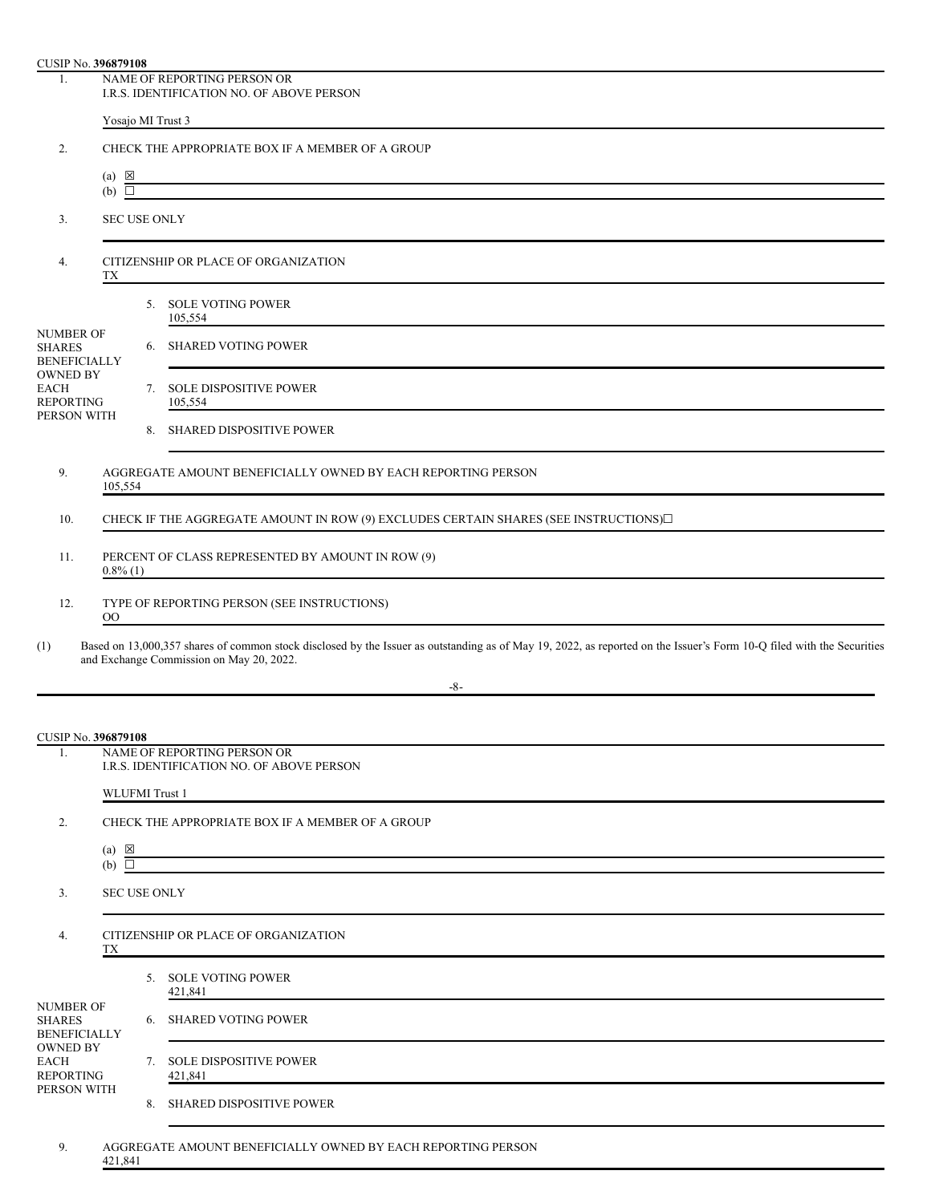CUSIP No. **396879108**

| | | | |
|---|---|---|---|
| 1. | NAME OF REPORTING PERSON OR I.R.S. IDENTIFICATION NO. OF ABOVE PERSON<br><br>Yosajo MI Trust 3 | | |
| 2. | CHECK THE APPROPRIATE BOX IF A MEMBER OF A GROUP<br><br>(a) ☒<br>(b) ☐ | | |
| 3. | SEC USE ONLY | | |
| 4. | CITIZENSHIP OR PLACE OF ORGANIZATION<br>TX | | |
| NUMBER OF SHARES BENEFICIALLY OWNED BY EACH REPORTING PERSON WITH | | 5. | SOLE VOTING POWER<br>105,554 |
| | | 6. | SHARED VOTING POWER |
| | | 7. | SOLE DISPOSITIVE POWER<br>105,554 |
| | | 8. | SHARED DISPOSITIVE POWER |
| 9. | AGGREGATE AMOUNT BENEFICIALLY OWNED BY EACH REPORTING PERSON<br>105,554 | | |
| 10. | CHECK IF THE AGGREGATE AMOUNT IN ROW (9) EXCLUDES CERTAIN SHARES (SEE INSTRUCTIONS)☐ | | |
| 11. | PERCENT OF CLASS REPRESENTED BY AMOUNT IN ROW (9)<br>0.8% (1) | | |
| 12. | TYPE OF REPORTING PERSON (SEE INSTRUCTIONS)<br>OO | | |

(1) Based on 13,000,357 shares of common stock disclosed by the Issuer as outstanding as of May 19, 2022, as reported on the Issuer's Form 10-Q filed with the Securities and Exchange Commission on May 20, 2022.

CUSIP No. **396879108**

| | | | |
|---|---|---|---|
| 1. | NAME OF REPORTING PERSON OR I.R.S. IDENTIFICATION NO. OF ABOVE PERSON<br><br>WLUFMI Trust 1 | | |
| 2. | CHECK THE APPROPRIATE BOX IF A MEMBER OF A GROUP<br><br>(a) ☒<br>(b) ☐ | | |
| 3. | SEC USE ONLY | | |
| 4. | CITIZENSHIP OR PLACE OF ORGANIZATION<br>TX | | |
| NUMBER OF SHARES BENEFICIALLY OWNED BY EACH REPORTING PERSON WITH | | 5. | SOLE VOTING POWER<br>421,841 |
| | | 6. | SHARED VOTING POWER |
| | | 7. | SOLE DISPOSITIVE POWER<br>421,841 |
| | | 8. | SHARED DISPOSITIVE POWER |
| 9. | AGGREGATE AMOUNT BENEFICIALLY OWNED BY EACH REPORTING PERSON<br>421,841 | | |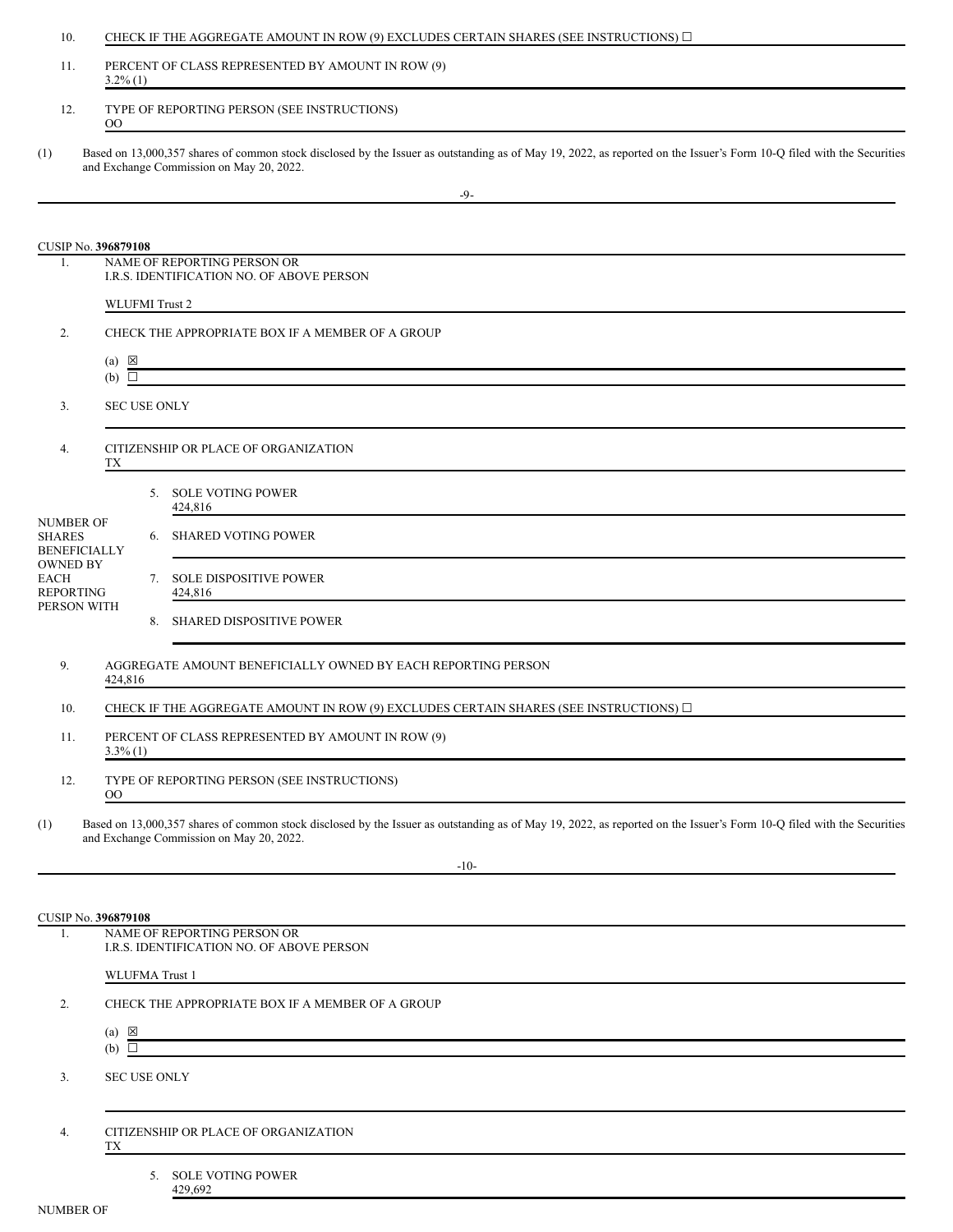| | | |
|---|---|---|
| 10. | CHECK IF THE AGGREGATE AMOUNT IN ROW (9) EXCLUDES CERTAIN SHARES (SEE INSTRUCTIONS) ☐ | |
| 11. | PERCENT OF CLASS REPRESENTED BY AMOUNT IN ROW (9)<br>3.2% (1) | |
| 12. | TYPE OF REPORTING PERSON (SEE INSTRUCTIONS)<br>OO | |

(1) Based on 13,000,357 shares of common stock disclosed by the Issuer as outstanding as of May 19, 2022, as reported on the Issuer's Form 10-Q filed with the Securities and Exchange Commission on May 20, 2022.

CUSIP No. **396879108**

| | | |
|---|---|---|
| 1. | NAME OF REPORTING PERSON OR<br>I.R.S. IDENTIFICATION NO. OF ABOVE PERSON<br><br>WLUFMI Trust 2 | |
| 2. | CHECK THE APPROPRIATE BOX IF A MEMBER OF A GROUP<br><br>(a) ☒<br>(b) ☐ | |
| 3. | SEC USE ONLY | |
| 4. | CITIZENSHIP OR PLACE OF ORGANIZATION<br>TX | |
| NUMBER OF SHARES BENEFICIALLY OWNED BY EACH REPORTING PERSON WITH | 5. SOLE VOTING POWER<br>424,816 | |
| | 6. SHARED VOTING POWER | |
| | 7. SOLE DISPOSITIVE POWER<br>424,816 | |
| | 8. SHARED DISPOSITIVE POWER | |
| 9. | AGGREGATE AMOUNT BENEFICIALLY OWNED BY EACH REPORTING PERSON<br>424,816 | |
| 10. | CHECK IF THE AGGREGATE AMOUNT IN ROW (9) EXCLUDES CERTAIN SHARES (SEE INSTRUCTIONS) ☐ | |
| 11. | PERCENT OF CLASS REPRESENTED BY AMOUNT IN ROW (9)<br>3.3% (1) | |
| 12. | TYPE OF REPORTING PERSON (SEE INSTRUCTIONS)<br>OO | |

(1) Based on 13,000,357 shares of common stock disclosed by the Issuer as outstanding as of May 19, 2022, as reported on the Issuer's Form 10-Q filed with the Securities and Exchange Commission on May 20, 2022.

CUSIP No. **396879108**

| | | |
|---|---|---|
| 1. | NAME OF REPORTING PERSON OR<br>I.R.S. IDENTIFICATION NO. OF ABOVE PERSON<br><br>WLUFMA Trust 1 | |
| 2. | CHECK THE APPROPRIATE BOX IF A MEMBER OF A GROUP<br><br>(a) ☒<br>(b) ☐ | |
| 3. | SEC USE ONLY | |
| 4. | CITIZENSHIP OR PLACE OF ORGANIZATION<br>TX | |
| NUMBER OF | 5. SOLE VOTING POWER<br>429,692 | |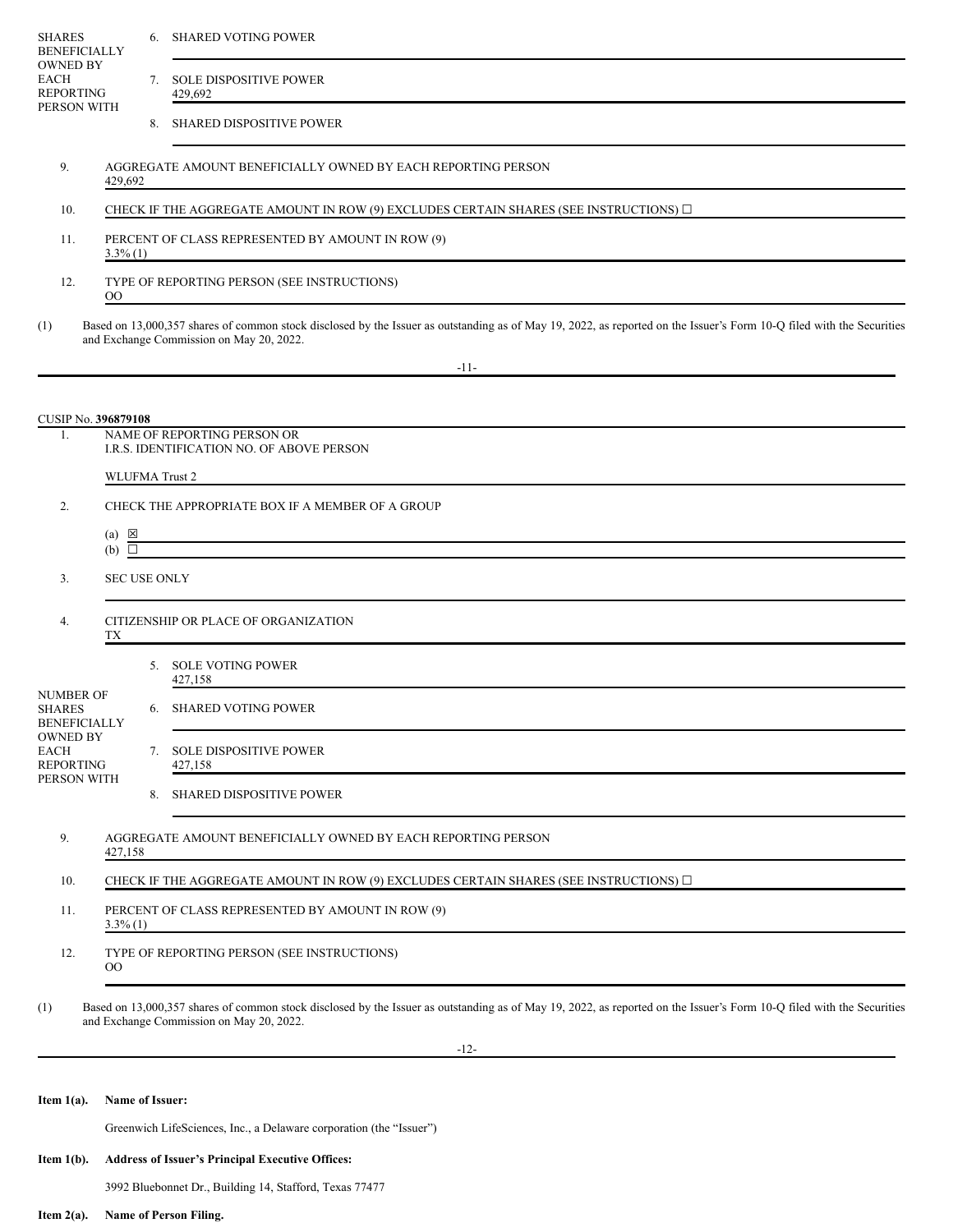| | | |
|---|---|---|
| NUMBER OF SHARES BENEFICIALLY OWNED BY EACH REPORTING PERSON WITH | 6. | SHARED VOTING POWER |
| | 7. | SOLE DISPOSITIVE POWER<br>429,692 |
| | 8. | SHARED DISPOSITIVE POWER |

| | |
|---|---|
| 9. | AGGREGATE AMOUNT BENEFICIALLY OWNED BY EACH REPORTING PERSON<br>429,692 |
| 10. | CHECK IF THE AGGREGATE AMOUNT IN ROW (9) EXCLUDES CERTAIN SHARES (SEE INSTRUCTIONS) ☐ |
| 11. | PERCENT OF CLASS REPRESENTED BY AMOUNT IN ROW (9)<br>3.3% (1) |
| 12. | TYPE OF REPORTING PERSON (SEE INSTRUCTIONS)<br>OO |

(1) Based on 13,000,357 shares of common stock disclosed by the Issuer as outstanding as of May 19, 2022, as reported on the Issuer's Form 10-Q filed with the Securities and Exchange Commission on May 20, 2022.

CUSIP No. **396879108**

| | |
|---|---|
| 1. | NAME OF REPORTING PERSON OR<br>I.R.S. IDENTIFICATION NO. OF ABOVE PERSON<br><br>WLUFMA Trust 2 |
| 2. | CHECK THE APPROPRIATE BOX IF A MEMBER OF A GROUP<br><br>(a) ☒<br>(b) ☐ |
| 3. | SEC USE ONLY |
| 4. | CITIZENSHIP OR PLACE OF ORGANIZATION<br>TX |

| | | |
|---|---|---|
| NUMBER OF SHARES BENEFICIALLY OWNED BY EACH REPORTING PERSON WITH | 5. | SOLE VOTING POWER<br>427,158 |
| | 6. | SHARED VOTING POWER |
| | 7. | SOLE DISPOSITIVE POWER<br>427,158 |
| | 8. | SHARED DISPOSITIVE POWER |

| | |
|---|---|
| 9. | AGGREGATE AMOUNT BENEFICIALLY OWNED BY EACH REPORTING PERSON<br>427,158 |
| 10. | CHECK IF THE AGGREGATE AMOUNT IN ROW (9) EXCLUDES CERTAIN SHARES (SEE INSTRUCTIONS) ☐ |
| 11. | PERCENT OF CLASS REPRESENTED BY AMOUNT IN ROW (9)<br>3.3% (1) |
| 12. | TYPE OF REPORTING PERSON (SEE INSTRUCTIONS)<br>OO |

(1) Based on 13,000,357 shares of common stock disclosed by the Issuer as outstanding as of May 19, 2022, as reported on the Issuer's Form 10-Q filed with the Securities and Exchange Commission on May 20, 2022.

**Item 1(a). Name of Issuer:**

Greenwich LifeSciences, Inc., a Delaware corporation (the "Issuer")

**Item 1(b). Address of Issuer's Principal Executive Offices:**

3992 Bluebonnet Dr., Building 14, Stafford, Texas 77477

**Item 2(a). Name of Person Filing.**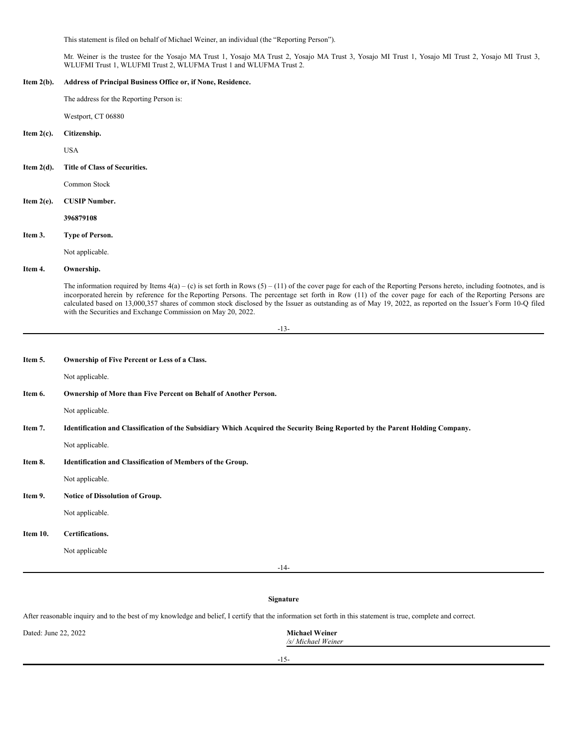This statement is filed on behalf of Michael Weiner, an individual (the "Reporting Person").

Mr. Weiner is the trustee for the Yosajo MA Trust 1, Yosajo MA Trust 2, Yosajo MA Trust 3, Yosajo MI Trust 1, Yosajo MI Trust 2, Yosajo MI Trust 3, WLUFMI Trust 1, WLUFMI Trust 2, WLUFMA Trust 1 and WLUFMA Trust 2.

**Item 2(b). Address of Principal Business Office or, if None, Residence.**

The address for the Reporting Person is:

Westport, CT 06880

**Item 2(c). Citizenship.**

USA

**Item 2(d). Title of Class of Securities.**

Common Stock

**Item 2(e). CUSIP Number.**

**396879108**

**Item 3. Type of Person.**

Not applicable.

**Item 4. Ownership.**

The information required by Items 4(a) – (c) is set forth in Rows (5) – (11) of the cover page for each of the Reporting Persons hereto, including footnotes, and is incorporated herein by reference for the Reporting Persons. The percentage set forth in Row (11) of the cover page for each of the Reporting Persons are calculated based on 13,000,357 shares of common stock disclosed by the Issuer as outstanding as of May 19, 2022, as reported on the Issuer's Form 10-Q filed with the Securities and Exchange Commission on May 20, 2022.

**Item 5. Ownership of Five Percent or Less of a Class.**

Not applicable.

**Item 6. Ownership of More than Five Percent on Behalf of Another Person.**

Not applicable.

**Item 7. Identification and Classification of the Subsidiary Which Acquired the Security Being Reported by the Parent Holding Company.**

Not applicable.

**Item 8. Identification and Classification of Members of the Group.**

Not applicable.

**Item 9. Notice of Dissolution of Group.**

Not applicable.

**Item 10. Certifications.**

Not applicable

**Signature**

After reasonable inquiry and to the best of my knowledge and belief, I certify that the information set forth in this statement is true, complete and correct.

Dated: June 22, 2022

**Michael Weiner**
*/s/ Michael Weiner*